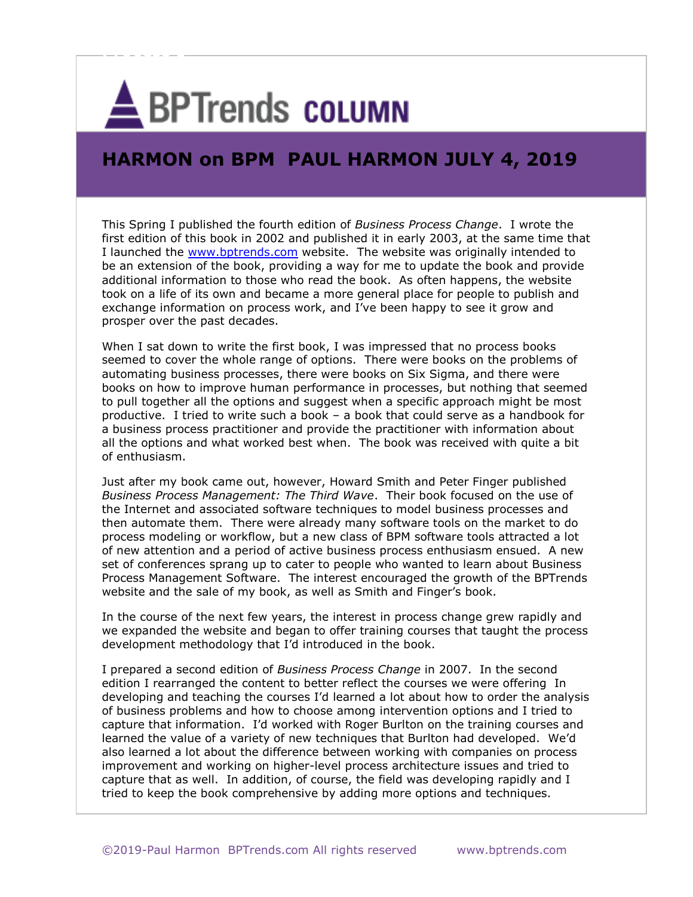# BPTrends COLUMN

## HARMON on BPM PAUL HARMON JULY 4, 2019

This Spring I published the fourth edition of *Business Process Change*. I wrote the first edition of this book in 2002 and published it in early 2003, at the same time that I launched the www.bptrends.com website. The website was originally intended to be an extension of the book, providing a way for me to update the book and provide additional information to those who read the book. As often happens, the website took on a life of its own and became a more general place for people to publish and exchange information on process work, and I've been happy to see it grow and prosper over the past decades.

When I sat down to write the first book, I was impressed that no process books seemed to cover the whole range of options. There were books on the problems of automating business processes, there were books on Six Sigma, and there were books on how to improve human performance in processes, but nothing that seemed to pull together all the options and suggest when a specific approach might be most productive. I tried to write such a book – a book that could serve as a handbook for a business process practitioner and provide the practitioner with information about all the options and what worked best when. The book was received with quite a bit of enthusiasm.

Just after my book came out, however, Howard Smith and Peter Finger published *Business Process Management: The Third Wave*. Their book focused on the use of the Internet and associated software techniques to model business processes and then automate them. There were already many software tools on the market to do process modeling or workflow, but a new class of BPM software tools attracted a lot of new attention and a period of active business process enthusiasm ensued. A new set of conferences sprang up to cater to people who wanted to learn about Business Process Management Software. The interest encouraged the growth of the BPTrends website and the sale of my book, as well as Smith and Finger's book.

In the course of the next few years, the interest in process change grew rapidly and we expanded the website and began to offer training courses that taught the process development methodology that I'd introduced in the book.

I prepared a second edition of *Business Process Change* in 2007. In the second edition I rearranged the content to better reflect the courses we were offering In developing and teaching the courses I'd learned a lot about how to order the analysis of business problems and how to choose among intervention options and I tried to capture that information. I'd worked with Roger Burlton on the training courses and learned the value of a variety of new techniques that Burlton had developed. We'd also learned a lot about the difference between working with companies on process improvement and working on higher-level process architecture issues and tried to capture that as well. In addition, of course, the field was developing rapidly and I tried to keep the book comprehensive by adding more options and techniques.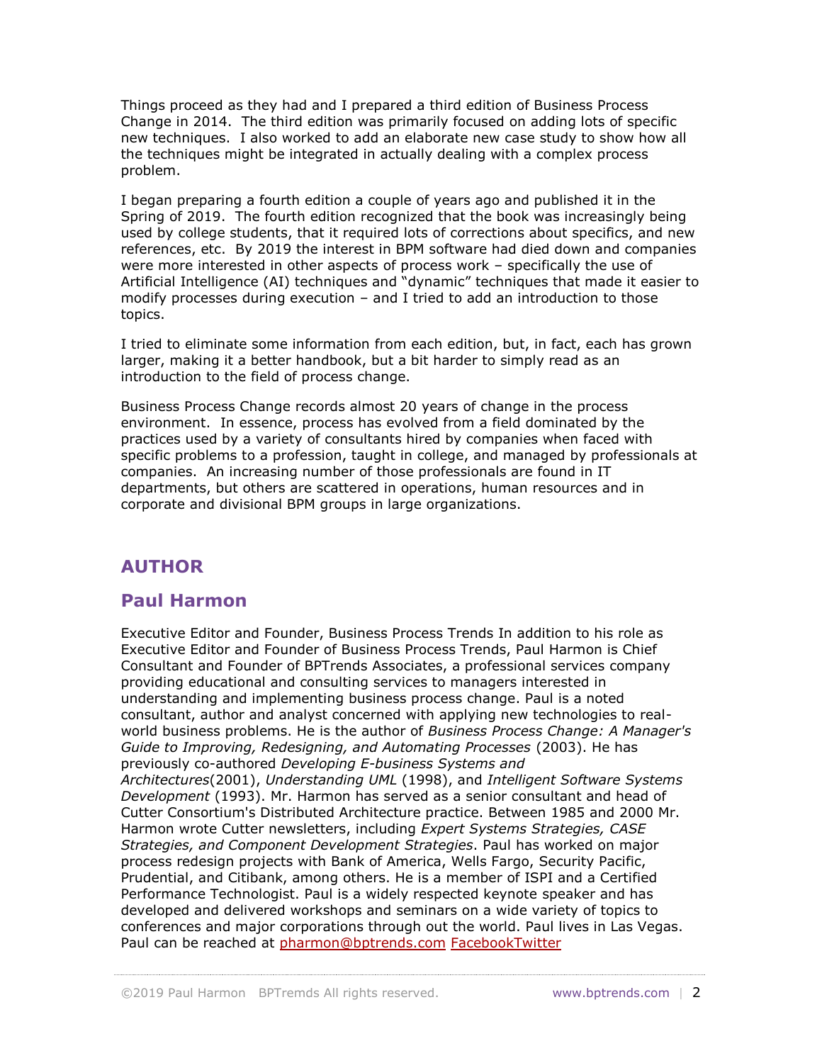Things proceed as they had and I prepared a third edition of Business Process Change in 2014. The third edition was primarily focused on adding lots of specific new techniques. I also worked to add an elaborate new case study to show how all the techniques might be integrated in actually dealing with a complex process problem.

I began preparing a fourth edition a couple of years ago and published it in the Spring of 2019. The fourth edition recognized that the book was increasingly being used by college students, that it required lots of corrections about specifics, and new references, etc. By 2019 the interest in BPM software had died down and companies were more interested in other aspects of process work – specifically the use of Artificial Intelligence (AI) techniques and "dynamic" techniques that made it easier to modify processes during execution – and I tried to add an introduction to those topics.

I tried to eliminate some information from each edition, but, in fact, each has grown larger, making it a better handbook, but a bit harder to simply read as an introduction to the field of process change.

Business Process Change records almost 20 years of change in the process environment. In essence, process has evolved from a field dominated by the practices used by a variety of consultants hired by companies when faced with specific problems to a profession, taught in college, and managed by professionals at companies. An increasing number of those professionals are found in IT departments, but others are scattered in operations, human resources and in corporate and divisional BPM groups in large organizations.

## AUTHOR

## Paul Harmon

Executive Editor and Founder, Business Process Trends In addition to his role as Executive Editor and Founder of Business Process Trends, Paul Harmon is Chief Consultant and Founder of BPTrends Associates, a professional services company providing educational and consulting services to managers interested in understanding and implementing business process change. Paul is a noted consultant, author and analyst concerned with applying new technologies to real-world business problems. He is the author of *Business Process Change: A Manager's Guide to Improving, Redesigning, and Automating Processes* (2003). He has previously co-authored *Developing E-business Systems and Architectures*(2001), *Understanding UML* (1998), and *Intelligent Software Systems Development* (1993). Mr. Harmon has served as a senior consultant and head of Cutter Consortium's Distributed Architecture practice. Between 1985 and 2000 Mr. Harmon wrote Cutter newsletters, including *Expert Systems Strategies, CASE Strategies, and Component Development Strategies*. Paul has worked on major process redesign projects with Bank of America, Wells Fargo, Security Pacific, Prudential, and Citibank, among others. He is a member of ISPI and a Certified Performance Technologist. Paul is a widely respected keynote speaker and has developed and delivered workshops and seminars on a wide variety of topics to conferences and major corporations through out the world. Paul lives in Las Vegas. Paul can be reached at pharmon@bptrends.com FacebookTwitter